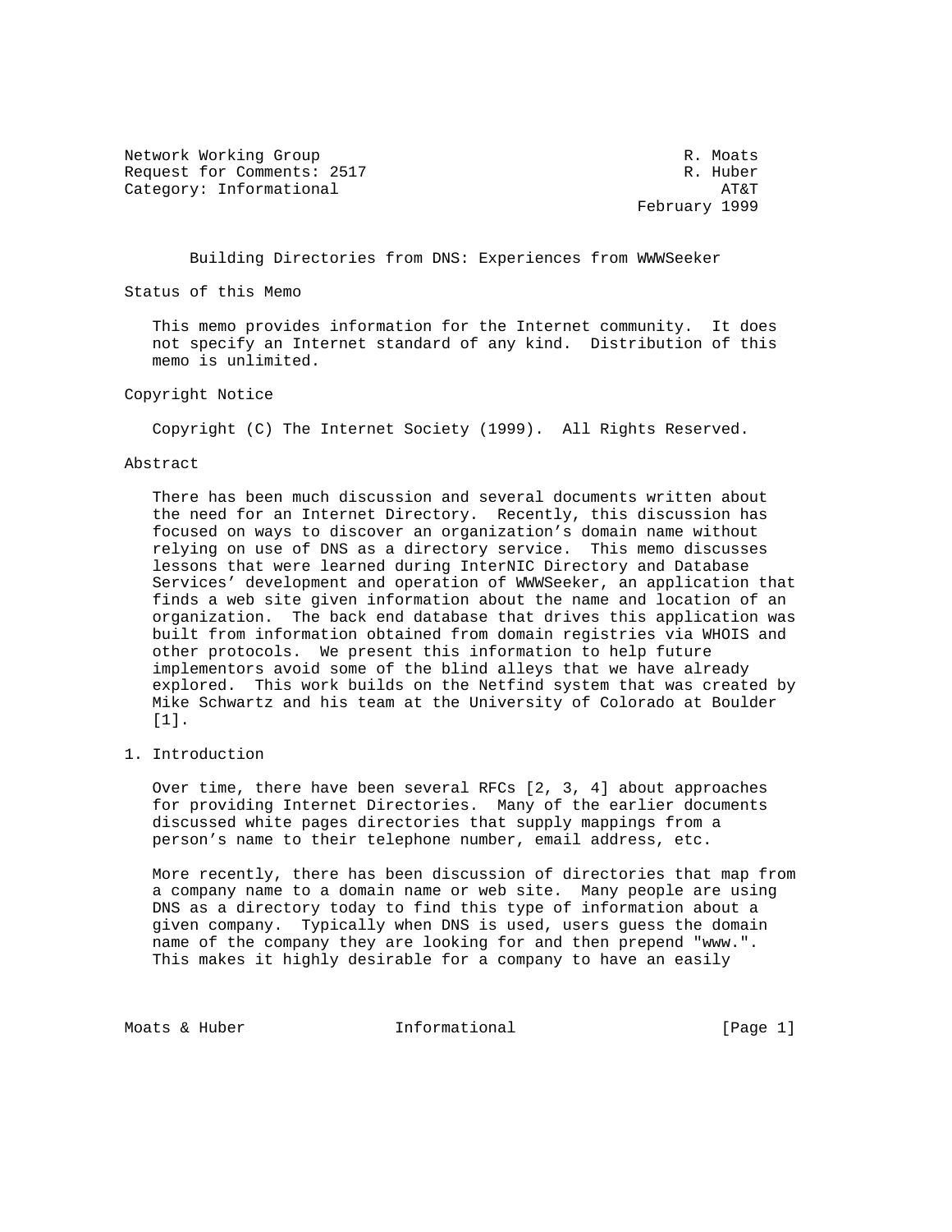Network Working Group R. Moats
Request for Comments: 2517 R. Huber
Category: Informational AT&T
February 1999

# Building Directories from DNS: Experiences from WWWSeeker

## Status of this Memo

This memo provides information for the Internet community. It does not specify an Internet standard of any kind. Distribution of this memo is unlimited.

## Copyright Notice

Copyright (C) The Internet Society (1999). All Rights Reserved.

## Abstract

There has been much discussion and several documents written about the need for an Internet Directory. Recently, this discussion has focused on ways to discover an organization's domain name without relying on use of DNS as a directory service. This memo discusses lessons that were learned during InterNIC Directory and Database Services' development and operation of WWWSeeker, an application that finds a web site given information about the name and location of an organization. The back end database that drives this application was built from information obtained from domain registries via WHOIS and other protocols. We present this information to help future implementors avoid some of the blind alleys that we have already explored. This work builds on the Netfind system that was created by Mike Schwartz and his team at the University of Colorado at Boulder [1].

## 1. Introduction

Over time, there have been several RFCs [2, 3, 4] about approaches for providing Internet Directories. Many of the earlier documents discussed white pages directories that supply mappings from a person's name to their telephone number, email address, etc.

More recently, there has been discussion of directories that map from a company name to a domain name or web site. Many people are using DNS as a directory today to find this type of information about a given company. Typically when DNS is used, users guess the domain name of the company they are looking for and then prepend "www.". This makes it highly desirable for a company to have an easily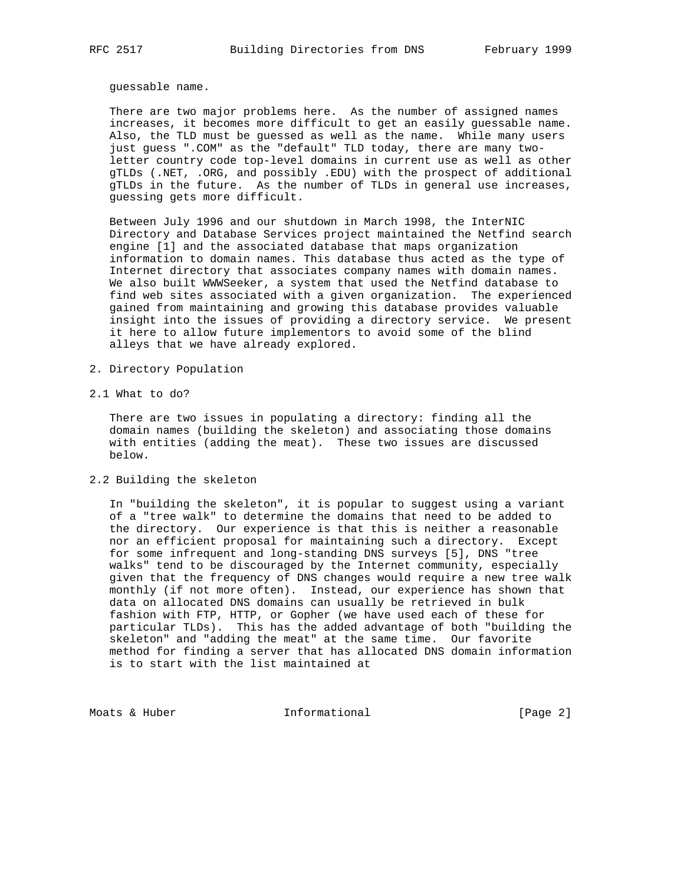guessable name.

There are two major problems here. As the number of assigned names increases, it becomes more difficult to get an easily guessable name. Also, the TLD must be guessed as well as the name. While many users just guess ".COM" as the "default" TLD today, there are many two-letter country code top-level domains in current use as well as other gTLDs (.NET, .ORG, and possibly .EDU) with the prospect of additional gTLDs in the future. As the number of TLDs in general use increases, guessing gets more difficult.

Between July 1996 and our shutdown in March 1998, the InterNIC Directory and Database Services project maintained the Netfind search engine [1] and the associated database that maps organization information to domain names. This database thus acted as the type of Internet directory that associates company names with domain names. We also built WWWSeeker, a system that used the Netfind database to find web sites associated with a given organization. The experienced gained from maintaining and growing this database provides valuable insight into the issues of providing a directory service. We present it here to allow future implementors to avoid some of the blind alleys that we have already explored.

## 2. Directory Population

### 2.1 What to do?

There are two issues in populating a directory: finding all the domain names (building the skeleton) and associating those domains with entities (adding the meat). These two issues are discussed below.

### 2.2 Building the skeleton

In "building the skeleton", it is popular to suggest using a variant of a "tree walk" to determine the domains that need to be added to the directory. Our experience is that this is neither a reasonable nor an efficient proposal for maintaining such a directory. Except for some infrequent and long-standing DNS surveys [5], DNS "tree walks" tend to be discouraged by the Internet community, especially given that the frequency of DNS changes would require a new tree walk monthly (if not more often). Instead, our experience has shown that data on allocated DNS domains can usually be retrieved in bulk fashion with FTP, HTTP, or Gopher (we have used each of these for particular TLDs). This has the added advantage of both "building the skeleton" and "adding the meat" at the same time. Our favorite method for finding a server that has allocated DNS domain information is to start with the list maintained at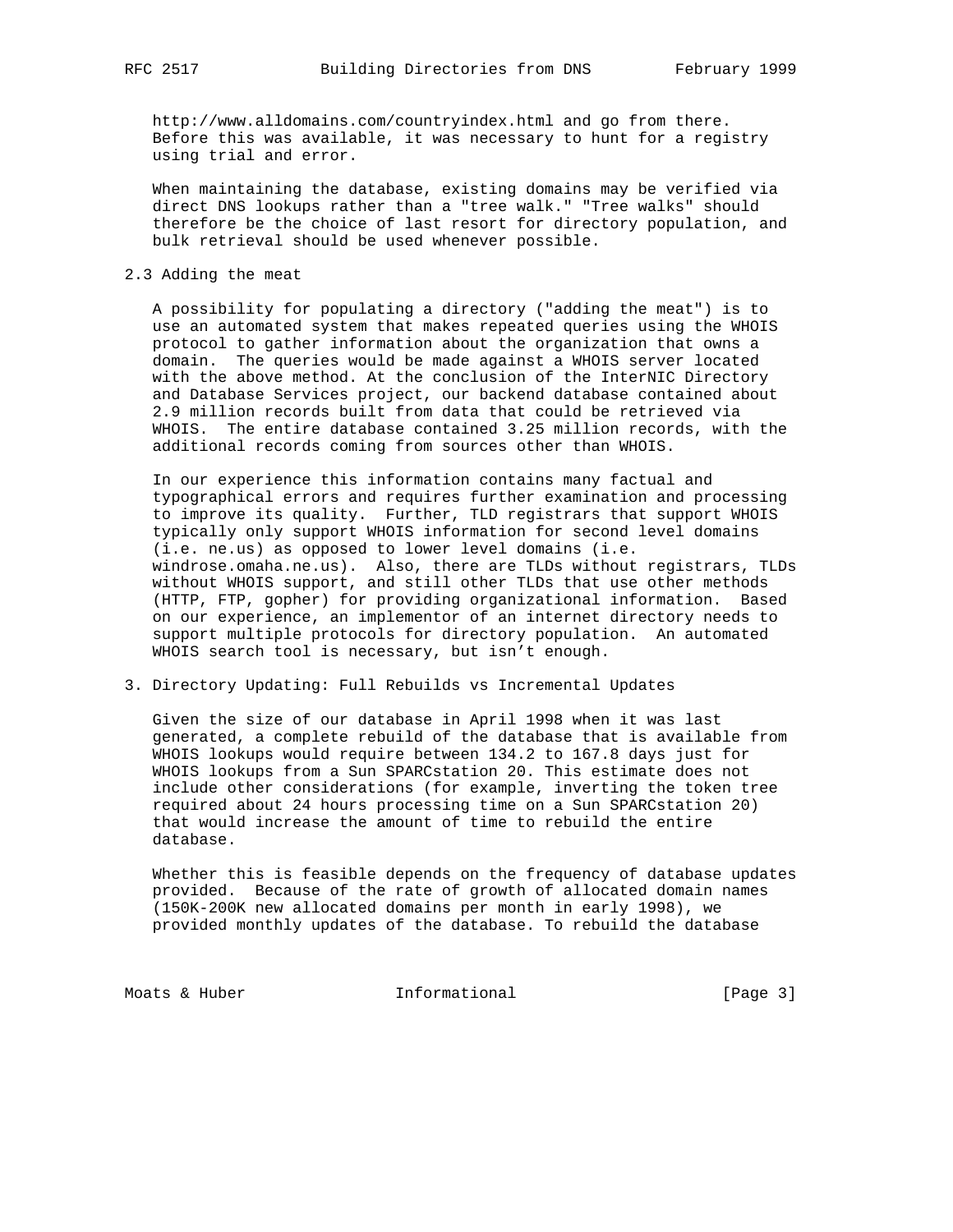http://www.alldomains.com/countryindex.html and go from there. Before this was available, it was necessary to hunt for a registry using trial and error.

When maintaining the database, existing domains may be verified via direct DNS lookups rather than a "tree walk." "Tree walks" should therefore be the choice of last resort for directory population, and bulk retrieval should be used whenever possible.

## 2.3 Adding the meat

A possibility for populating a directory ("adding the meat") is to use an automated system that makes repeated queries using the WHOIS protocol to gather information about the organization that owns a domain. The queries would be made against a WHOIS server located with the above method. At the conclusion of the InterNIC Directory and Database Services project, our backend database contained about 2.9 million records built from data that could be retrieved via WHOIS. The entire database contained 3.25 million records, with the additional records coming from sources other than WHOIS.

In our experience this information contains many factual and typographical errors and requires further examination and processing to improve its quality. Further, TLD registrars that support WHOIS typically only support WHOIS information for second level domains (i.e. ne.us) as opposed to lower level domains (i.e. windrose.omaha.ne.us). Also, there are TLDs without registrars, TLDs without WHOIS support, and still other TLDs that use other methods (HTTP, FTP, gopher) for providing organizational information. Based on our experience, an implementor of an internet directory needs to support multiple protocols for directory population. An automated WHOIS search tool is necessary, but isn't enough.

## 3. Directory Updating: Full Rebuilds vs Incremental Updates

Given the size of our database in April 1998 when it was last generated, a complete rebuild of the database that is available from WHOIS lookups would require between 134.2 to 167.8 days just for WHOIS lookups from a Sun SPARCstation 20. This estimate does not include other considerations (for example, inverting the token tree required about 24 hours processing time on a Sun SPARCstation 20) that would increase the amount of time to rebuild the entire database.

Whether this is feasible depends on the frequency of database updates provided. Because of the rate of growth of allocated domain names (150K-200K new allocated domains per month in early 1998), we provided monthly updates of the database. To rebuild the database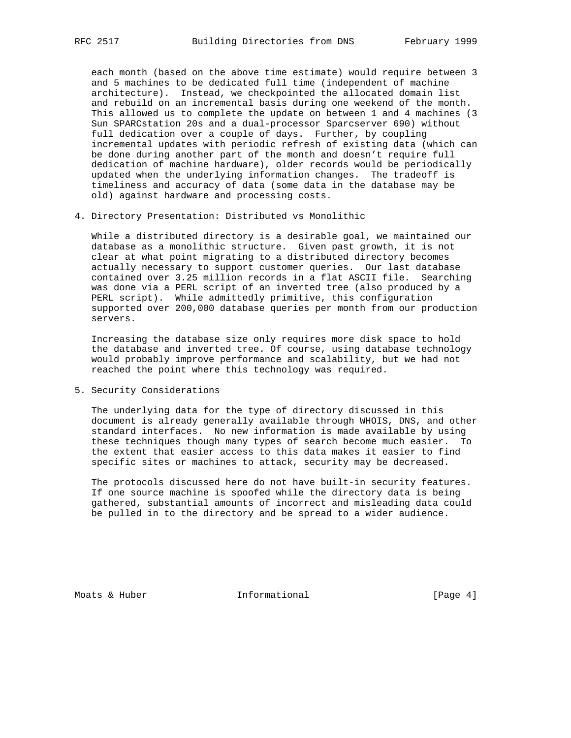each month (based on the above time estimate) would require between 3 and 5 machines to be dedicated full time (independent of machine architecture). Instead, we checkpointed the allocated domain list and rebuild on an incremental basis during one weekend of the month. This allowed us to complete the update on between 1 and 4 machines (3 Sun SPARCstation 20s and a dual-processor Sparcserver 690) without full dedication over a couple of days. Further, by coupling incremental updates with periodic refresh of existing data (which can be done during another part of the month and doesn't require full dedication of machine hardware), older records would be periodically updated when the underlying information changes. The tradeoff is timeliness and accuracy of data (some data in the database may be old) against hardware and processing costs.

## 4. Directory Presentation: Distributed vs Monolithic

While a distributed directory is a desirable goal, we maintained our database as a monolithic structure. Given past growth, it is not clear at what point migrating to a distributed directory becomes actually necessary to support customer queries. Our last database contained over 3.25 million records in a flat ASCII file. Searching was done via a PERL script of an inverted tree (also produced by a PERL script). While admittedly primitive, this configuration supported over 200,000 database queries per month from our production servers.

Increasing the database size only requires more disk space to hold the database and inverted tree. Of course, using database technology would probably improve performance and scalability, but we had not reached the point where this technology was required.

## 5. Security Considerations

The underlying data for the type of directory discussed in this document is already generally available through WHOIS, DNS, and other standard interfaces. No new information is made available by using these techniques though many types of search become much easier. To the extent that easier access to this data makes it easier to find specific sites or machines to attack, security may be decreased.

The protocols discussed here do not have built-in security features. If one source machine is spoofed while the directory data is being gathered, substantial amounts of incorrect and misleading data could be pulled in to the directory and be spread to a wider audience.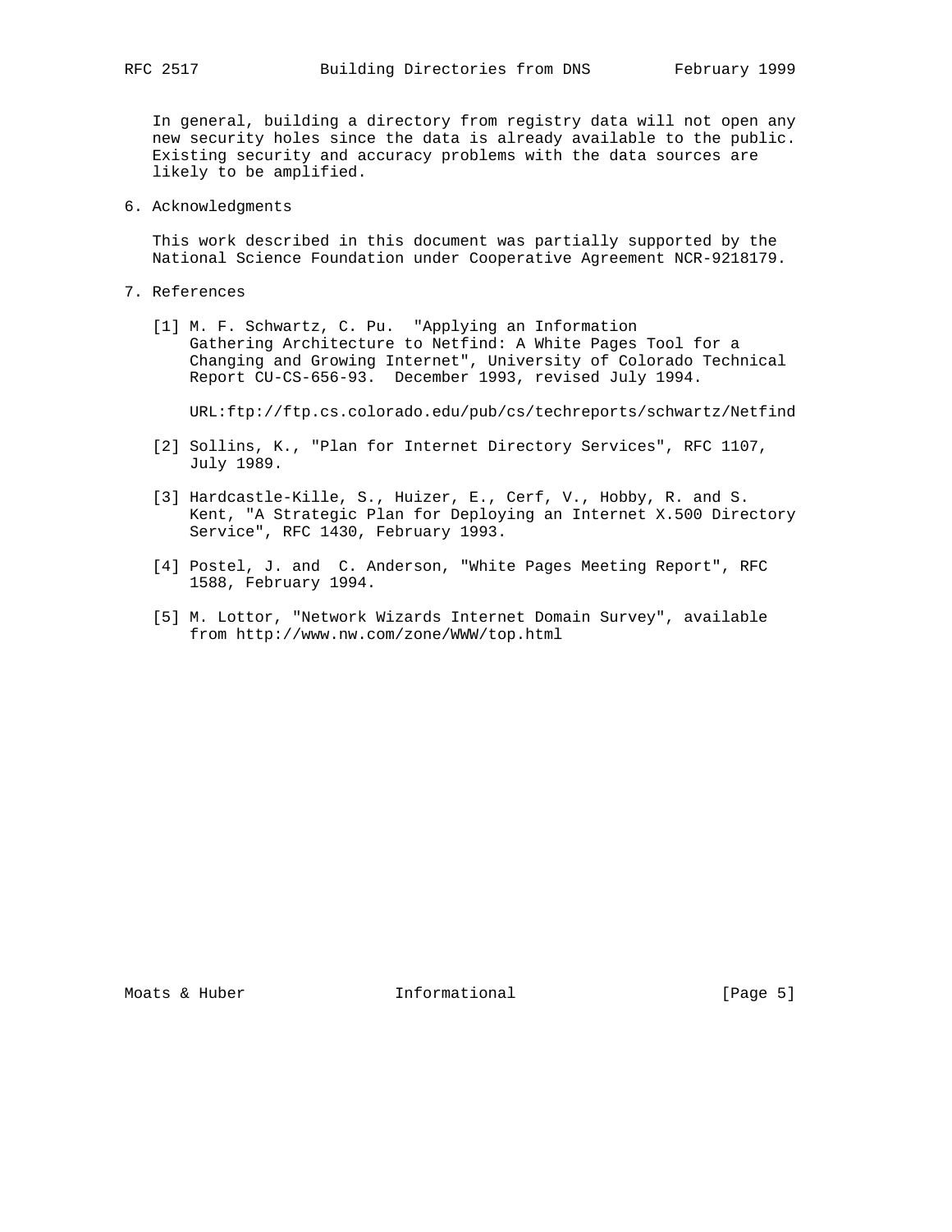In general, building a directory from registry data will not open any new security holes since the data is already available to the public. Existing security and accuracy problems with the data sources are likely to be amplified.

## 6. Acknowledgments

This work described in this document was partially supported by the National Science Foundation under Cooperative Agreement NCR-9218179.

## 7. References

[1] M. F. Schwartz, C. Pu. "Applying an Information Gathering Architecture to Netfind: A White Pages Tool for a Changing and Growing Internet", University of Colorado Technical Report CU-CS-656-93. December 1993, revised July 1994.

URL:ftp://ftp.cs.colorado.edu/pub/cs/techreports/schwartz/Netfind

[2] Sollins, K., "Plan for Internet Directory Services", RFC 1107, July 1989.

[3] Hardcastle-Kille, S., Huizer, E., Cerf, V., Hobby, R. and S. Kent, "A Strategic Plan for Deploying an Internet X.500 Directory Service", RFC 1430, February 1993.

[4] Postel, J. and C. Anderson, "White Pages Meeting Report", RFC 1588, February 1994.

[5] M. Lottor, "Network Wizards Internet Domain Survey", available from http://www.nw.com/zone/WWW/top.html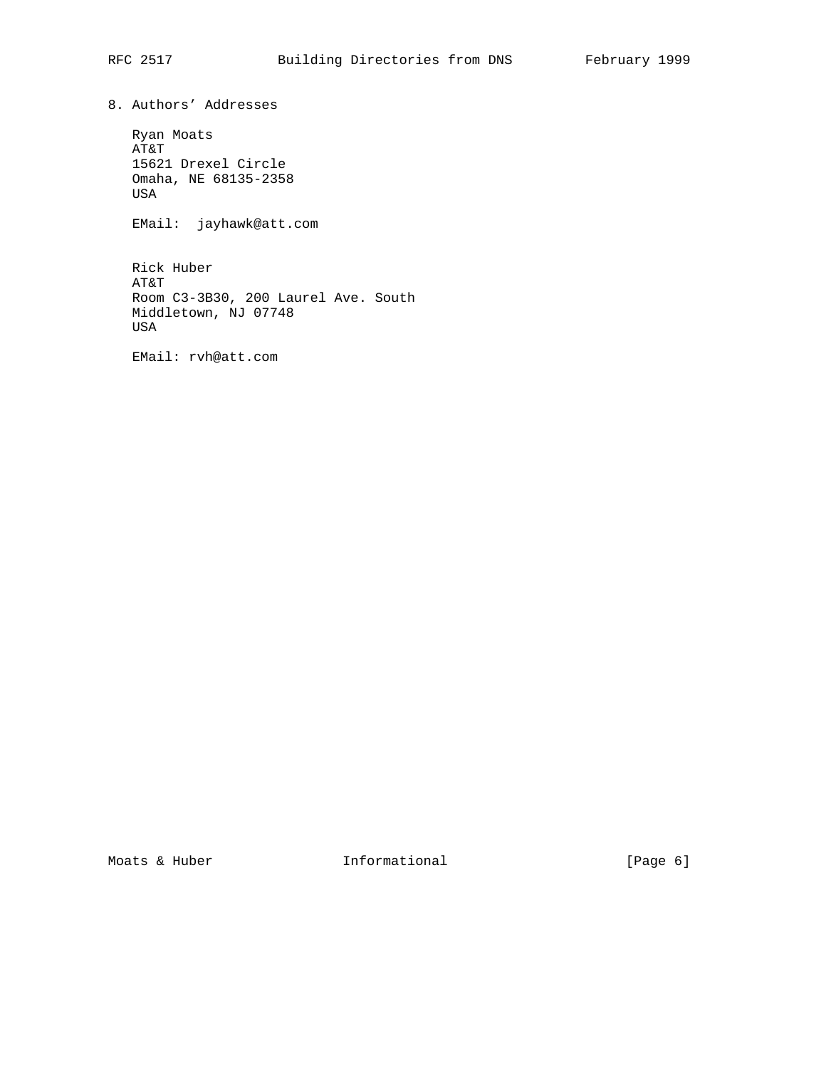## 8. Authors' Addresses

Ryan Moats
AT&T
15621 Drexel Circle
Omaha, NE 68135-2358
USA

EMail: jayhawk@att.com

Rick Huber
AT&T
Room C3-3B30, 200 Laurel Ave. South
Middletown, NJ 07748
USA

EMail: rvh@att.com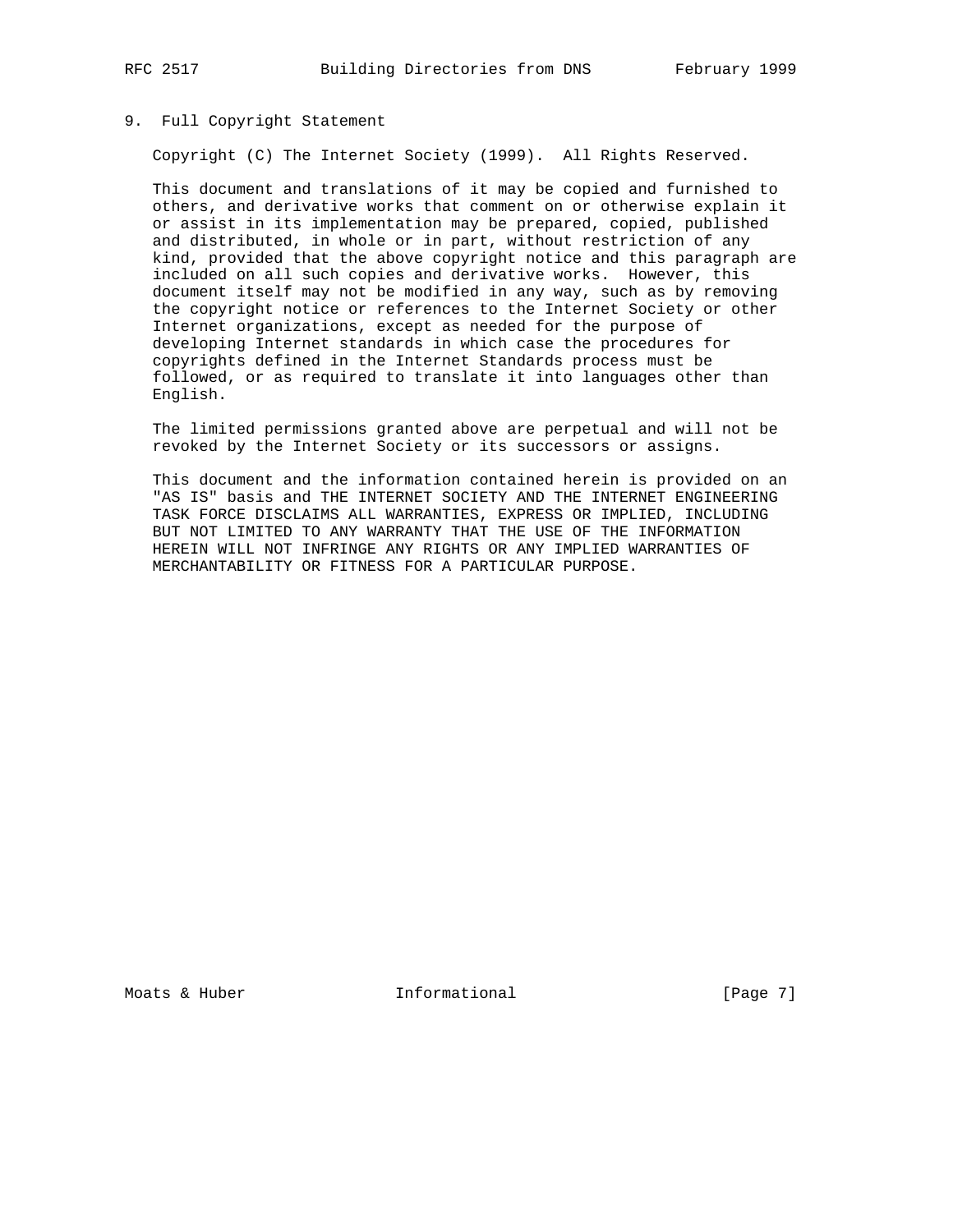## 9. Full Copyright Statement

Copyright (C) The Internet Society (1999). All Rights Reserved.

This document and translations of it may be copied and furnished to others, and derivative works that comment on or otherwise explain it or assist in its implementation may be prepared, copied, published and distributed, in whole or in part, without restriction of any kind, provided that the above copyright notice and this paragraph are included on all such copies and derivative works. However, this document itself may not be modified in any way, such as by removing the copyright notice or references to the Internet Society or other Internet organizations, except as needed for the purpose of developing Internet standards in which case the procedures for copyrights defined in the Internet Standards process must be followed, or as required to translate it into languages other than English.

The limited permissions granted above are perpetual and will not be revoked by the Internet Society or its successors or assigns.

This document and the information contained herein is provided on an "AS IS" basis and THE INTERNET SOCIETY AND THE INTERNET ENGINEERING TASK FORCE DISCLAIMS ALL WARRANTIES, EXPRESS OR IMPLIED, INCLUDING BUT NOT LIMITED TO ANY WARRANTY THAT THE USE OF THE INFORMATION HEREIN WILL NOT INFRINGE ANY RIGHTS OR ANY IMPLIED WARRANTIES OF MERCHANTABILITY OR FITNESS FOR A PARTICULAR PURPOSE.